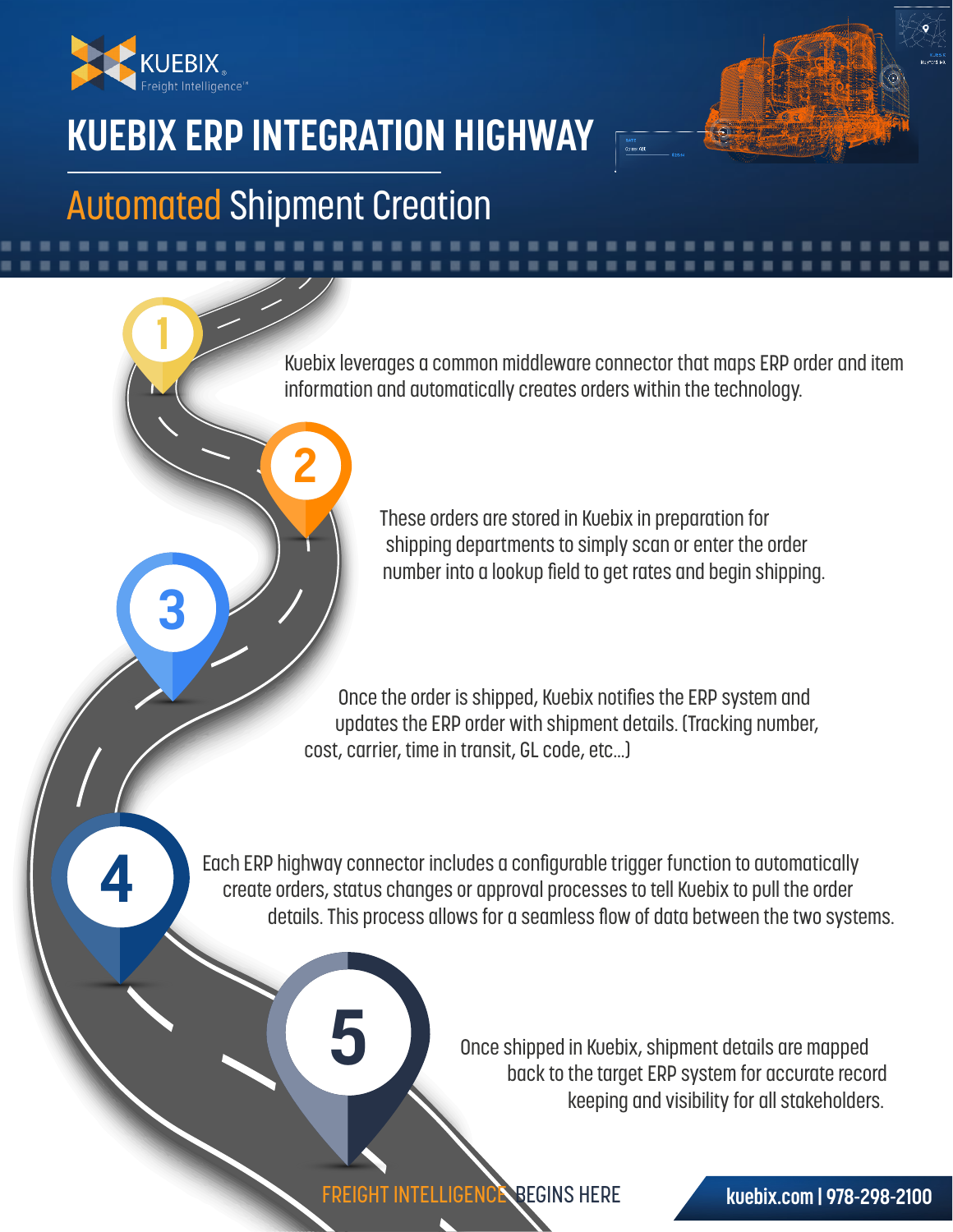KUEBIX
Freight Intelligence™

# KUEBIX ERP INTEGRATION HIGHWAY

## Automated Shipment Creation

1. Kuebix leverages a common middleware connector that maps ERP order and item information and automatically creates orders within the technology.

2. These orders are stored in Kuebix in preparation for shipping departments to simply scan or enter the order number into a lookup field to get rates and begin shipping.

3. Once the order is shipped, Kuebix notifies the ERP system and updates the ERP order with shipment details. (Tracking number, cost, carrier, time in transit, GL code, etc...)

4. Each ERP highway connector includes a configurable trigger function to automatically create orders, status changes or approval processes to tell Kuebix to pull the order details. This process allows for a seamless flow of data between the two systems.

5. Once shipped in Kuebix, shipment details are mapped back to the target ERP system for accurate record keeping and visibility for all stakeholders.

FREIGHT INTELLIGENCE BEGINS HERE

kuebix.com | 978-298-2100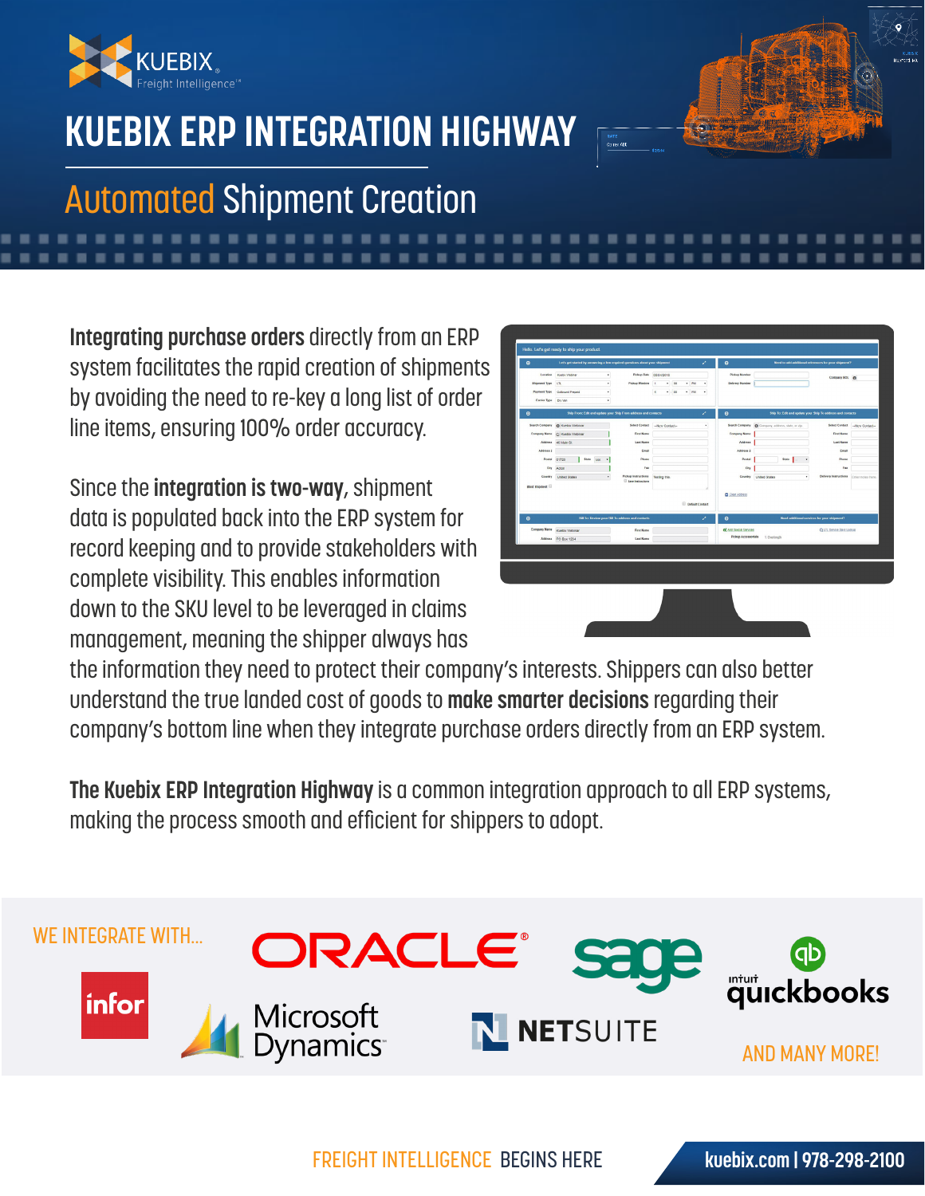KUEBIX
Freight Intelligence™

# KUEBIX ERP INTEGRATION HIGHWAY

## Automated Shipment Creation

**Integrating purchase orders** directly from an ERP system facilitates the rapid creation of shipments by avoiding the need to re-key a long list of order line items, ensuring 100% order accuracy.

Since the **integration is two-way**, shipment data is populated back into the ERP system for record keeping and to provide stakeholders with complete visibility. This enables information down to the SKU level to be leveraged in claims management, meaning the shipper always has the information they need to protect their company's interests. Shippers can also better understand the true landed cost of goods to **make smarter decisions** regarding their company's bottom line when they integrate purchase orders directly from an ERP system.

**The Kuebix ERP Integration Highway** is a common integration approach to all ERP systems, making the process smooth and efficient for shippers to adopt.

WE INTEGRATE WITH...

ORACLE® · sage · intuit quickbooks · infor · Microsoft Dynamics · NETSUITE

AND MANY MORE!

FREIGHT INTELLIGENCE BEGINS HERE

kuebix.com | 978-298-2100